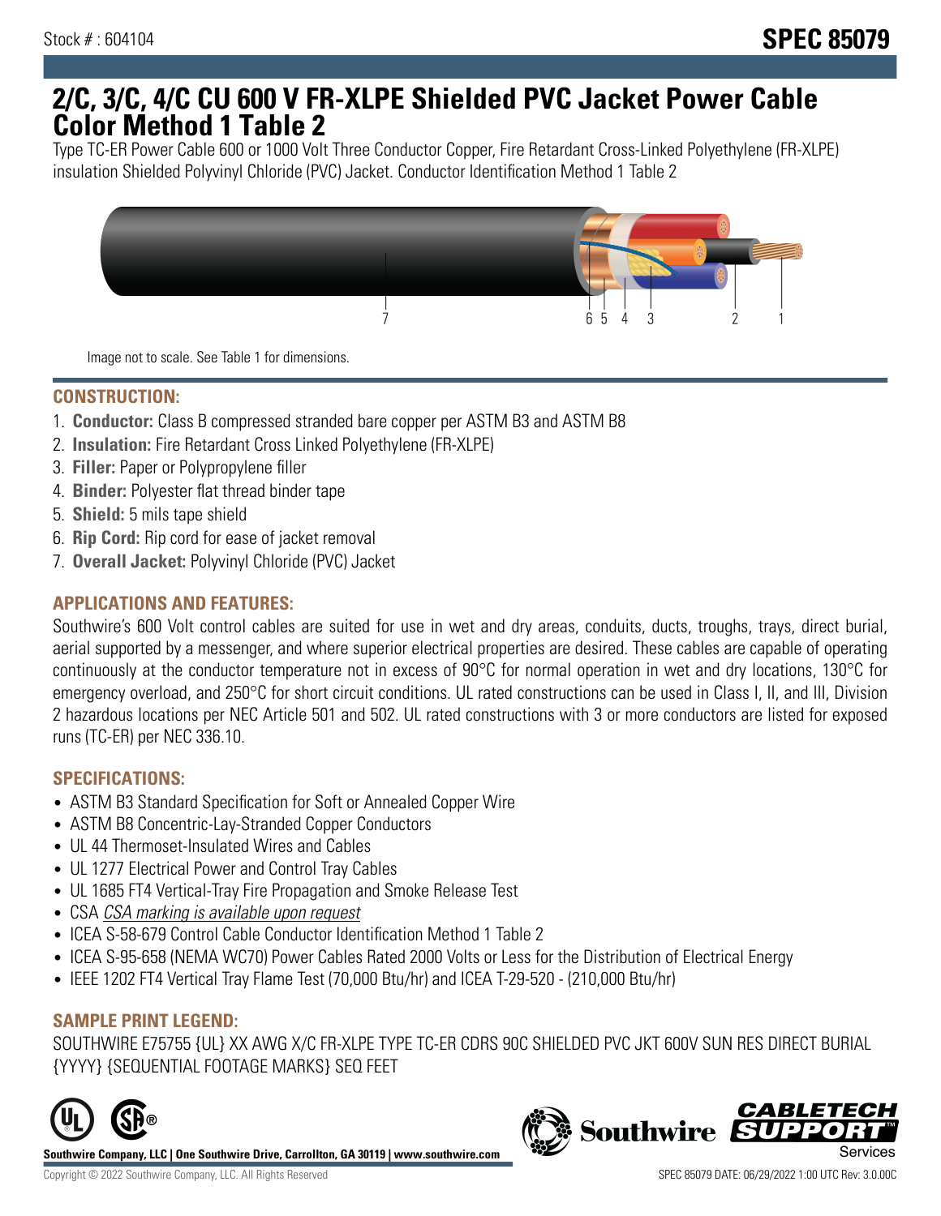Stock # : 604104

# SPEC 85079

# 2/C, 3/C, 4/C CU 600 V FR-XLPE Shielded PVC Jacket Power Cable Color Method 1 Table 2

Type TC-ER Power Cable 600 or 1000 Volt Three Conductor Copper, Fire Retardant Cross-Linked Polyethylene (FR-XLPE) insulation Shielded Polyvinyl Chloride (PVC) Jacket. Conductor Identification Method 1 Table 2

Image not to scale. See Table 1 for dimensions.

## CONSTRUCTION:

1. **Conductor:** Class B compressed stranded bare copper per ASTM B3 and ASTM B8
2. **Insulation:** Fire Retardant Cross Linked Polyethylene (FR-XLPE)
3. **Filler:** Paper or Polypropylene filler
4. **Binder:** Polyester flat thread binder tape
5. **Shield:** 5 mils tape shield
6. **Rip Cord:** Rip cord for ease of jacket removal
7. **Overall Jacket:** Polyvinyl Chloride (PVC) Jacket

## APPLICATIONS AND FEATURES:

Southwire's 600 Volt control cables are suited for use in wet and dry areas, conduits, ducts, troughs, trays, direct burial, aerial supported by a messenger, and where superior electrical properties are desired. These cables are capable of operating continuously at the conductor temperature not in excess of 90°C for normal operation in wet and dry locations, 130°C for emergency overload, and 250°C for short circuit conditions. UL rated constructions can be used in Class I, II, and III, Division 2 hazardous locations per NEC Article 501 and 502. UL rated constructions with 3 or more conductors are listed for exposed runs (TC-ER) per NEC 336.10.

## SPECIFICATIONS:

- ASTM B3 Standard Specification for Soft or Annealed Copper Wire
- ASTM B8 Concentric-Lay-Stranded Copper Conductors
- UL 44 Thermoset-Insulated Wires and Cables
- UL 1277 Electrical Power and Control Tray Cables
- UL 1685 FT4 Vertical-Tray Fire Propagation and Smoke Release Test
- CSA *CSA marking is available upon request*
- ICEA S-58-679 Control Cable Conductor Identification Method 1 Table 2
- ICEA S-95-658 (NEMA WC70) Power Cables Rated 2000 Volts or Less for the Distribution of Electrical Energy
- IEEE 1202 FT4 Vertical Tray Flame Test (70,000 Btu/hr) and ICEA T-29-520 - (210,000 Btu/hr)

## SAMPLE PRINT LEGEND:

SOUTHWIRE E75755 {UL} XX AWG X/C FR-XLPE TYPE TC-ER CDRS 90C SHIELDED PVC JKT 600V SUN RES DIRECT BURIAL {YYYY} {SEQUENTIAL FOOTAGE MARKS} SEQ FEET

**Southwire Company, LLC | One Southwire Drive, Carrollton, GA 30119 | www.southwire.com**

Copyright © 2022 Southwire Company, LLC. All Rights Reserved

SPEC 85079 DATE: 06/29/2022 1:00 UTC Rev: 3.0.00C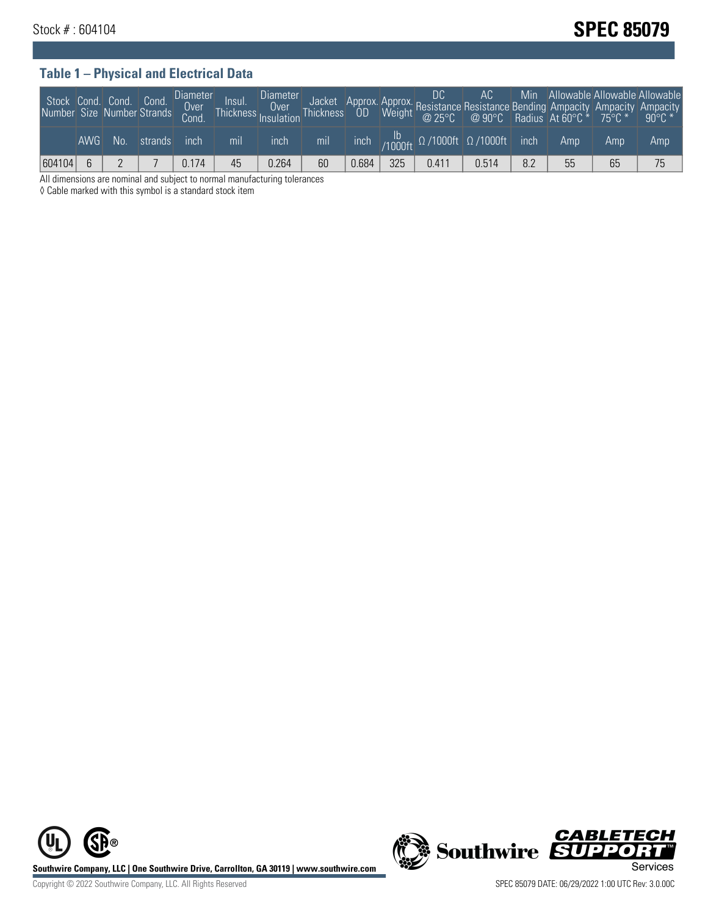## Table 1 – Physical and Electrical Data

| Stock Number | Cond. Size | Cond. Number | Cond. Strands | Diameter Over Cond. | Insul. Thickness | Diameter Over Insulation | Jacket Thickness | Approx. OD | Approx. Weight | DC Resistance @ 25°C | AC Resistance @ 90°C | Min Bending Radius | Allowable Ampacity At 60°C * | Allowable Ampacity 75°C * | Allowable Ampacity 90°C * |
|---|---|---|---|---|---|---|---|---|---|---|---|---|---|---|---|
| | AWG | No. | strands | inch | mil | inch | mil | inch | lb /1000ft | Ω /1000ft | Ω /1000ft | inch | Amp | Amp | Amp |
| 604104 | 6 | 2 | 7 | 0.174 | 45 | 0.264 | 60 | 0.684 | 325 | 0.411 | 0.514 | 8.2 | 55 | 65 | 75 |

All dimensions are nominal and subject to normal manufacturing tolerances

◊ Cable marked with this symbol is a standard stock item

Southwire Company, LLC | One Southwire Drive, Carrollton, GA 30119 | www.southwire.com

Copyright © 2022 Southwire Company, LLC. All Rights Reserved

SPEC 85079 DATE: 06/29/2022 1:00 UTC Rev: 3.0.00C